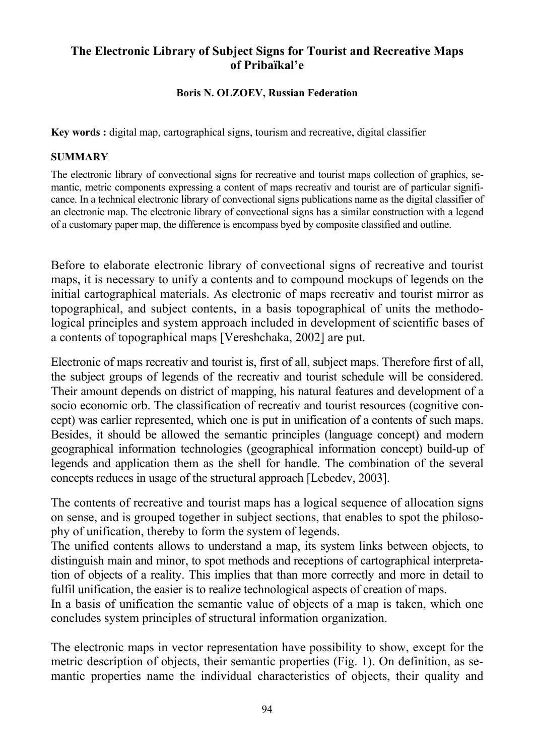# The Electronic Library of Subject Signs for Tourist and Recreative Maps of Pribaïkal'e

**Boris N. OLZOEV, Russian Federation**

**Key words :** digital map, cartographical signs, tourism and recreative, digital classifier

## SUMMARY

The electronic library of convectional signs for recreative and tourist maps collection of graphics, semantic, metric components expressing a content of maps recreativ and tourist are of particular significance. In a technical electronic library of convectional signs publications name as the digital classifier of an electronic map. The electronic library of convectional signs has a similar construction with a legend of a customary paper map, the difference is encompass byed by composite classified and outline.

Before to elaborate electronic library of convectional signs of recreative and tourist maps, it is necessary to unify a contents and to compound mockups of legends on the initial cartographical materials. As electronic of maps recreativ and tourist mirror as topographical, and subject contents, in a basis topographical of units the methodological principles and system approach included in development of scientific bases of a contents of topographical maps [Vereshchaka, 2002] are put.

Electronic of maps recreativ and tourist is, first of all, subject maps. Therefore first of all, the subject groups of legends of the recreativ and tourist schedule will be considered. Their amount depends on district of mapping, his natural features and development of a socio economic orb. The classification of recreativ and tourist resources (cognitive concept) was earlier represented, which one is put in unification of a contents of such maps. Besides, it should be allowed the semantic principles (language concept) and modern geographical information technologies (geographical information concept) build-up of legends and application them as the shell for handle. The combination of the several concepts reduces in usage of the structural approach [Lebedev, 2003].

The contents of recreative and tourist maps has a logical sequence of allocation signs on sense, and is grouped together in subject sections, that enables to spot the philosophy of unification, thereby to form the system of legends.

The unified contents allows to understand a map, its system links between objects, to distinguish main and minor, to spot methods and receptions of cartographical interpretation of objects of a reality. This implies that than more correctly and more in detail to fulfil unification, the easier is to realize technological aspects of creation of maps.

In a basis of unification the semantic value of objects of a map is taken, which one concludes system principles of structural information organization.

The electronic maps in vector representation have possibility to show, except for the metric description of objects, their semantic properties (Fig. 1). On definition, as semantic properties name the individual characteristics of objects, their quality and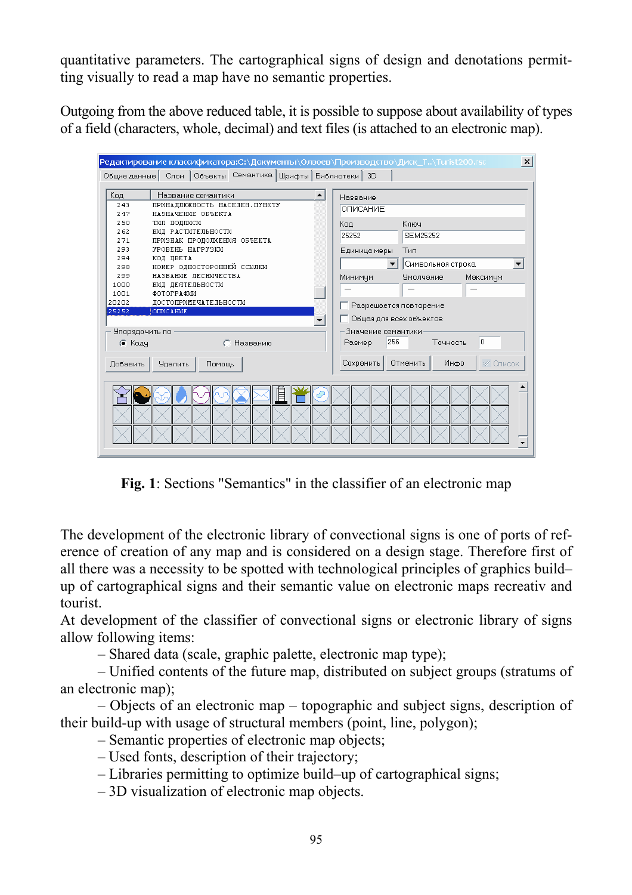quantitative parameters. The cartographical signs of design and denotations permitting visually to read a map have no semantic properties.

Outgoing from the above reduced table, it is possible to suppose about availability of types of a field (characters, whole, decimal) and text files (is attached to an electronic map).

**Fig. 1**: Sections "Semantics" in the classifier of an electronic map

The development of the electronic library of convectional signs is one of ports of reference of creation of any map and is considered on a design stage. Therefore first of all there was a necessity to be spotted with technological principles of graphics build–up of cartographical signs and their semantic value on electronic maps recreativ and tourist.

At development of the classifier of convectional signs or electronic library of signs allow following items:

– Shared data (scale, graphic palette, electronic map type);

– Unified contents of the future map, distributed on subject groups (stratums of an electronic map);

– Objects of an electronic map – topographic and subject signs, description of their build-up with usage of structural members (point, line, polygon);

– Semantic properties of electronic map objects;

– Used fonts, description of their trajectory;

– Libraries permitting to optimize build–up of cartographical signs;

– 3D visualization of electronic map objects.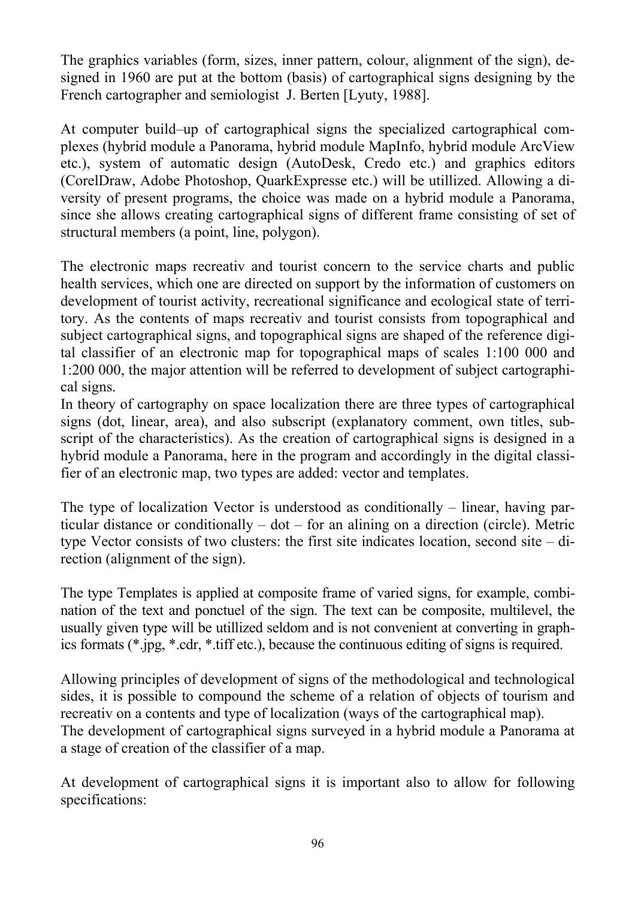The graphics variables (form, sizes, inner pattern, colour, alignment of the sign), designed in 1960 are put at the bottom (basis) of cartographical signs designing by the French cartographer and semiologist J. Berten [Lyuty, 1988].

At computer build–up of cartographical signs the specialized cartographical complexes (hybrid module a Panorama, hybrid module MapInfo, hybrid module ArcView etc.), system of automatic design (AutoDesk, Credo etc.) and graphics editors (CorelDraw, Adobe Photoshop, QuarkExpresse etc.) will be utillized. Allowing a diversity of present programs, the choice was made on a hybrid module a Panorama, since she allows creating cartographical signs of different frame consisting of set of structural members (a point, line, polygon).

The electronic maps recreativ and tourist concern to the service charts and public health services, which one are directed on support by the information of customers on development of tourist activity, recreational significance and ecological state of territory. As the contents of maps recreativ and tourist consists from topographical and subject cartographical signs, and topographical signs are shaped of the reference digital classifier of an electronic map for topographical maps of scales 1:100 000 and 1:200 000, the major attention will be referred to development of subject cartographical signs.
In theory of cartography on space localization there are three types of cartographical signs (dot, linear, area), and also subscript (explanatory comment, own titles, subscript of the characteristics). As the creation of cartographical signs is designed in a hybrid module a Panorama, here in the program and accordingly in the digital classifier of an electronic map, two types are added: vector and templates.

The type of localization Vector is understood as conditionally – linear, having particular distance or conditionally – dot – for an alining on a direction (circle). Metric type Vector consists of two clusters: the first site indicates location, second site – direction (alignment of the sign).

The type Templates is applied at composite frame of varied signs, for example, combination of the text and ponctuel of the sign. The text can be composite, multilevel, the usually given type will be utillized seldom and is not convenient at converting in graphics formats (*.jpg, *.cdr, *.tiff etc.), because the continuous editing of signs is required.

Allowing principles of development of signs of the methodological and technological sides, it is possible to compound the scheme of a relation of objects of tourism and recreativ on a contents and type of localization (ways of the cartographical map).
The development of cartographical signs surveyed in a hybrid module a Panorama at a stage of creation of the classifier of a map.

At development of cartographical signs it is important also to allow for following specifications: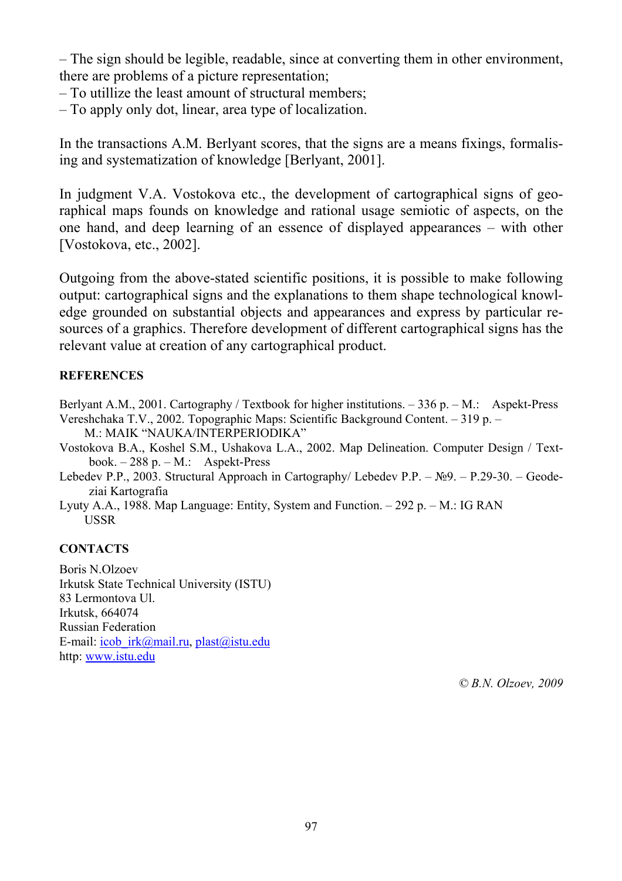– The sign should be legible, readable, since at converting them in other environment, there are problems of a picture representation;
– To utillize the least amount of structural members;
– To apply only dot, linear, area type of localization.

In the transactions A.M. Berlyant scores, that the signs are a means fixings, formalising and systematization of knowledge [Berlyant, 2001].

In judgment V.A. Vostokova etc., the development of cartographical signs of geo-raphical maps founds on knowledge and rational usage semiotic of aspects, on the one hand, and deep learning of an essence of displayed appearances – with other [Vostokova, etc., 2002].

Outgoing from the above-stated scientific positions, it is possible to make following output: cartographical signs and the explanations to them shape technological knowledge grounded on substantial objects and appearances and express by particular resources of a graphics. Therefore development of different cartographical signs has the relevant value at creation of any cartographical product.

## REFERENCES

Berlyant A.M., 2001. Cartography / Textbook for higher institutions. – 336 p. – M.: Aspekt-Press

Vereshchaka T.V., 2002. Topographic Maps: Scientific Background Content. – 319 p. – M.: MAIK "NAUKA/INTERPERIODIKA"

Vostokova B.A., Koshel S.M., Ushakova L.A., 2002. Map Delineation. Computer Design / Textbook. – 288 p. – M.: Aspekt-Press

Lebedev P.P., 2003. Structural Approach in Cartography/ Lebedev P.P. – №9. – P.29-30. – Geodeziai Kartografia

Lyuty A.A., 1988. Map Language: Entity, System and Function. – 292 p. – M.: IG RAN USSR

## CONTACTS

Boris N.Olzoev
Irkutsk State Technical University (ISTU)
83 Lermontova Ul.
Irkutsk, 664074
Russian Federation
E-mail: icob_irk@mail.ru, plast@istu.edu
http: www.istu.edu

*© B.N. Olzoev, 2009*